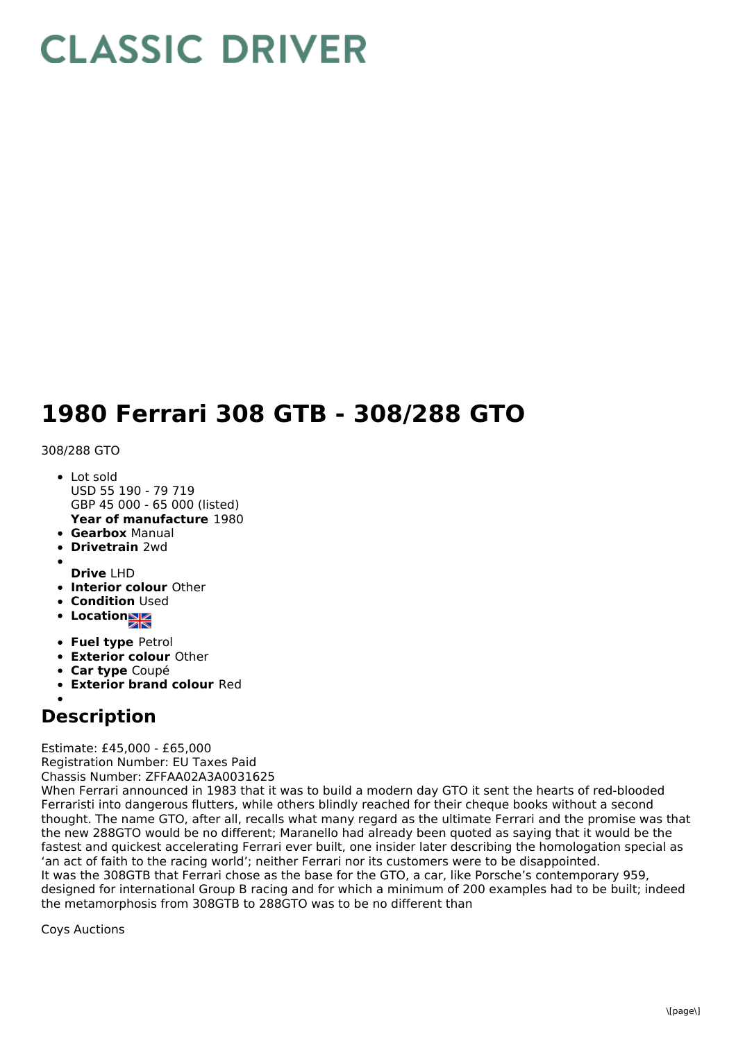# CLASSIC DRIVER

# 1980 Ferrari 308 GTB - 308/288 GTO

308/288 GTO

- Lot sold
  USD 55 190 - 79 719
  GBP 45 000 - 65 000 (listed)
  **Year of manufacture** 1980
- **Gearbox** Manual
- **Drivetrain** 2wd
- 
  **Drive** LHD
- **Interior colour** Other
- **Condition** Used
- **Location**
- **Fuel type** Petrol
- **Exterior colour** Other
- **Car type** Coupé
- **Exterior brand colour** Red
- 

## Description

Estimate: £45,000 - £65,000
Registration Number: EU Taxes Paid
Chassis Number: ZFFAA02A3A0031625
When Ferrari announced in 1983 that it was to build a modern day GTO it sent the hearts of red-blooded Ferraristi into dangerous flutters, while others blindly reached for their cheque books without a second thought. The name GTO, after all, recalls what many regard as the ultimate Ferrari and the promise was that the new 288GTO would be no different; Maranello had already been quoted as saying that it would be the fastest and quickest accelerating Ferrari ever built, one insider later describing the homologation special as 'an act of faith to the racing world'; neither Ferrari nor its customers were to be disappointed.
It was the 308GTB that Ferrari chose as the base for the GTO, a car, like Porsche's contemporary 959, designed for international Group B racing and for which a minimum of 200 examples had to be built; indeed the metamorphosis from 308GTB to 288GTO was to be no different than

Coys Auctions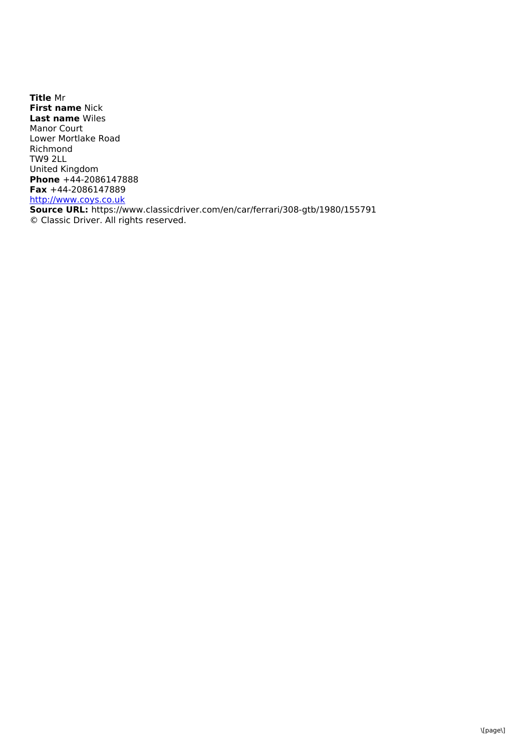**Title** Mr
**First name** Nick
**Last name** Wiles
Manor Court
Lower Mortlake Road
Richmond
TW9 2LL
United Kingdom
**Phone** +44-2086147888
**Fax** +44-2086147889
[http://www.coys.co.uk](http://www.coys.co.uk)
**Source URL:** https://www.classicdriver.com/en/car/ferrari/308-gtb/1980/155791
© Classic Driver. All rights reserved.